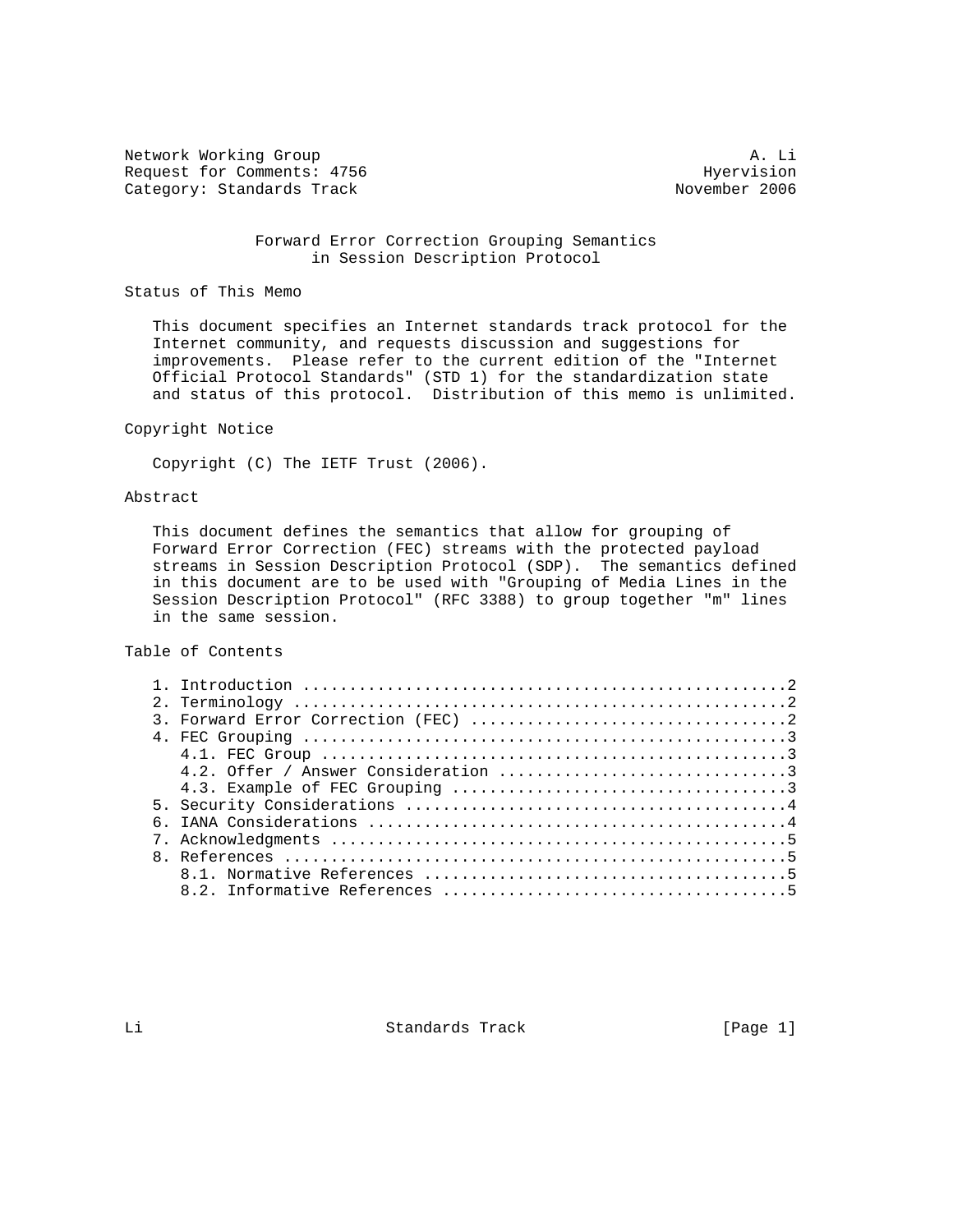Network Working Group A. Li
Request for Comments: 4756 Hyervision
Category: Standards Track November 2006

# Forward Error Correction Grouping Semantics in Session Description Protocol

## Status of This Memo

This document specifies an Internet standards track protocol for the Internet community, and requests discussion and suggestions for improvements. Please refer to the current edition of the "Internet Official Protocol Standards" (STD 1) for the standardization state and status of this protocol. Distribution of this memo is unlimited.

## Copyright Notice

Copyright (C) The IETF Trust (2006).

## Abstract

This document defines the semantics that allow for grouping of Forward Error Correction (FEC) streams with the protected payload streams in Session Description Protocol (SDP). The semantics defined in this document are to be used with "Grouping of Media Lines in the Session Description Protocol" (RFC 3388) to group together "m" lines in the same session.

## Table of Contents

1. Introduction ....................................................2
2. Terminology ....................................................2
3. Forward Error Correction (FEC) .................................2
4. FEC Grouping ...................................................3
   4.1. FEC Group .................................................3
   4.2. Offer / Answer Consideration ..............................3
   4.3. Example of FEC Grouping ...................................3
5. Security Considerations ........................................4
6. IANA Considerations ............................................4
7. Acknowledgments ................................................5
8. References .....................................................5
   8.1. Normative References ......................................5
   8.2. Informative References ....................................5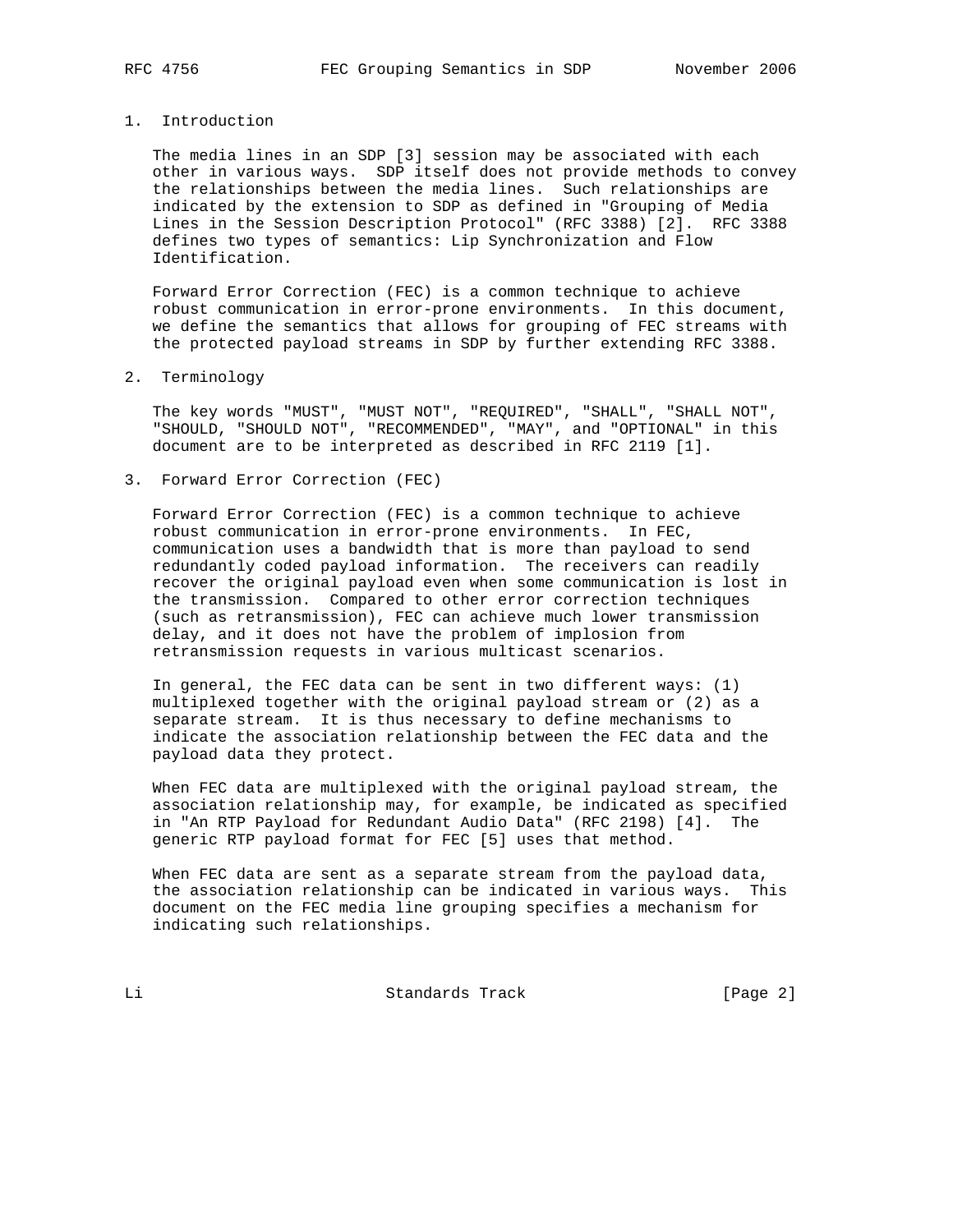## 1. Introduction

The media lines in an SDP [3] session may be associated with each other in various ways. SDP itself does not provide methods to convey the relationships between the media lines. Such relationships are indicated by the extension to SDP as defined in "Grouping of Media Lines in the Session Description Protocol" (RFC 3388) [2]. RFC 3388 defines two types of semantics: Lip Synchronization and Flow Identification.

Forward Error Correction (FEC) is a common technique to achieve robust communication in error-prone environments. In this document, we define the semantics that allows for grouping of FEC streams with the protected payload streams in SDP by further extending RFC 3388.

## 2. Terminology

The key words "MUST", "MUST NOT", "REQUIRED", "SHALL", "SHALL NOT", "SHOULD, "SHOULD NOT", "RECOMMENDED", "MAY", and "OPTIONAL" in this document are to be interpreted as described in RFC 2119 [1].

## 3. Forward Error Correction (FEC)

Forward Error Correction (FEC) is a common technique to achieve robust communication in error-prone environments. In FEC, communication uses a bandwidth that is more than payload to send redundantly coded payload information. The receivers can readily recover the original payload even when some communication is lost in the transmission. Compared to other error correction techniques (such as retransmission), FEC can achieve much lower transmission delay, and it does not have the problem of implosion from retransmission requests in various multicast scenarios.

In general, the FEC data can be sent in two different ways: (1) multiplexed together with the original payload stream or (2) as a separate stream. It is thus necessary to define mechanisms to indicate the association relationship between the FEC data and the payload data they protect.

When FEC data are multiplexed with the original payload stream, the association relationship may, for example, be indicated as specified in "An RTP Payload for Redundant Audio Data" (RFC 2198) [4]. The generic RTP payload format for FEC [5] uses that method.

When FEC data are sent as a separate stream from the payload data, the association relationship can be indicated in various ways. This document on the FEC media line grouping specifies a mechanism for indicating such relationships.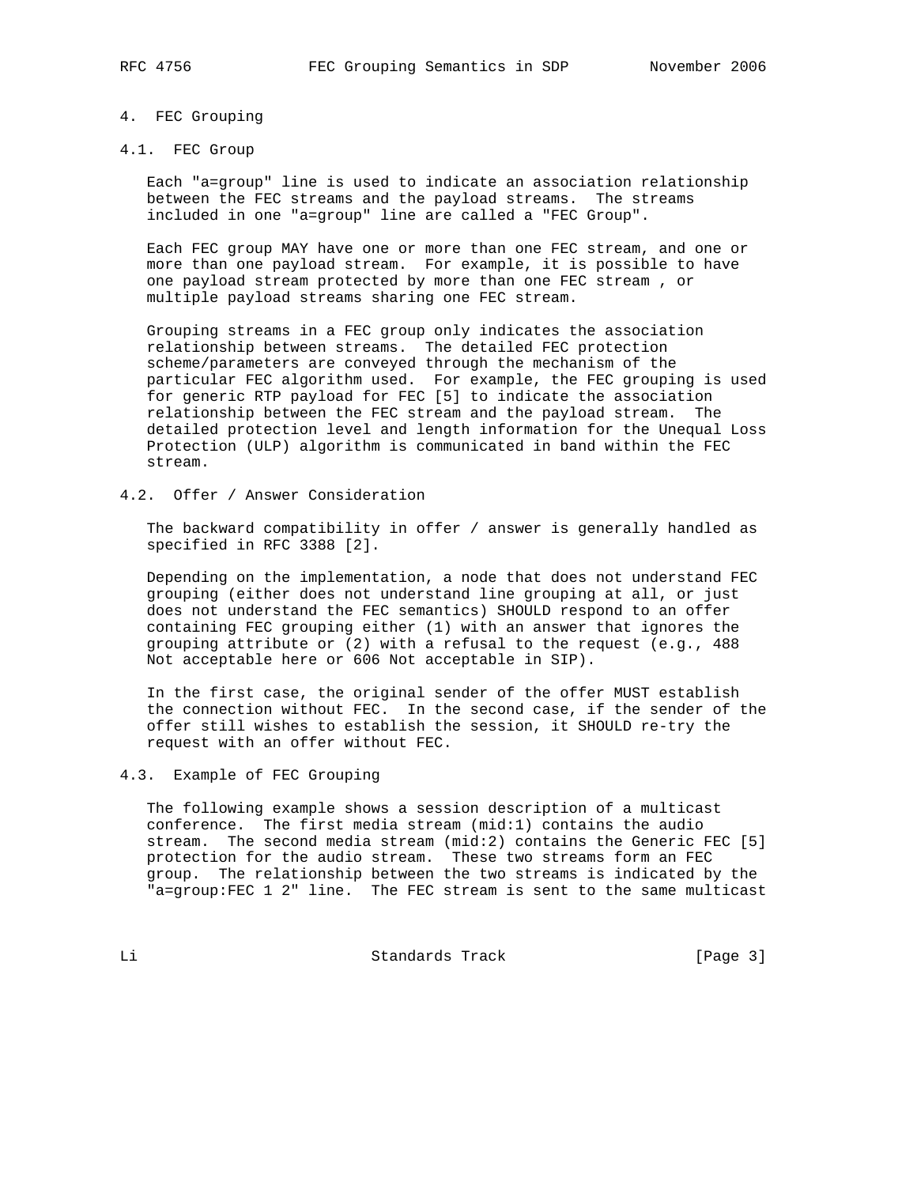## 4. FEC Grouping

### 4.1. FEC Group

Each "a=group" line is used to indicate an association relationship between the FEC streams and the payload streams. The streams included in one "a=group" line are called a "FEC Group".

Each FEC group MAY have one or more than one FEC stream, and one or more than one payload stream. For example, it is possible to have one payload stream protected by more than one FEC stream , or multiple payload streams sharing one FEC stream.

Grouping streams in a FEC group only indicates the association relationship between streams. The detailed FEC protection scheme/parameters are conveyed through the mechanism of the particular FEC algorithm used. For example, the FEC grouping is used for generic RTP payload for FEC [5] to indicate the association relationship between the FEC stream and the payload stream. The detailed protection level and length information for the Unequal Loss Protection (ULP) algorithm is communicated in band within the FEC stream.

### 4.2. Offer / Answer Consideration

The backward compatibility in offer / answer is generally handled as specified in RFC 3388 [2].

Depending on the implementation, a node that does not understand FEC grouping (either does not understand line grouping at all, or just does not understand the FEC semantics) SHOULD respond to an offer containing FEC grouping either (1) with an answer that ignores the grouping attribute or (2) with a refusal to the request (e.g., 488 Not acceptable here or 606 Not acceptable in SIP).

In the first case, the original sender of the offer MUST establish the connection without FEC. In the second case, if the sender of the offer still wishes to establish the session, it SHOULD re-try the request with an offer without FEC.

### 4.3. Example of FEC Grouping

The following example shows a session description of a multicast conference. The first media stream (mid:1) contains the audio stream. The second media stream (mid:2) contains the Generic FEC [5] protection for the audio stream. These two streams form an FEC group. The relationship between the two streams is indicated by the "a=group:FEC 1 2" line. The FEC stream is sent to the same multicast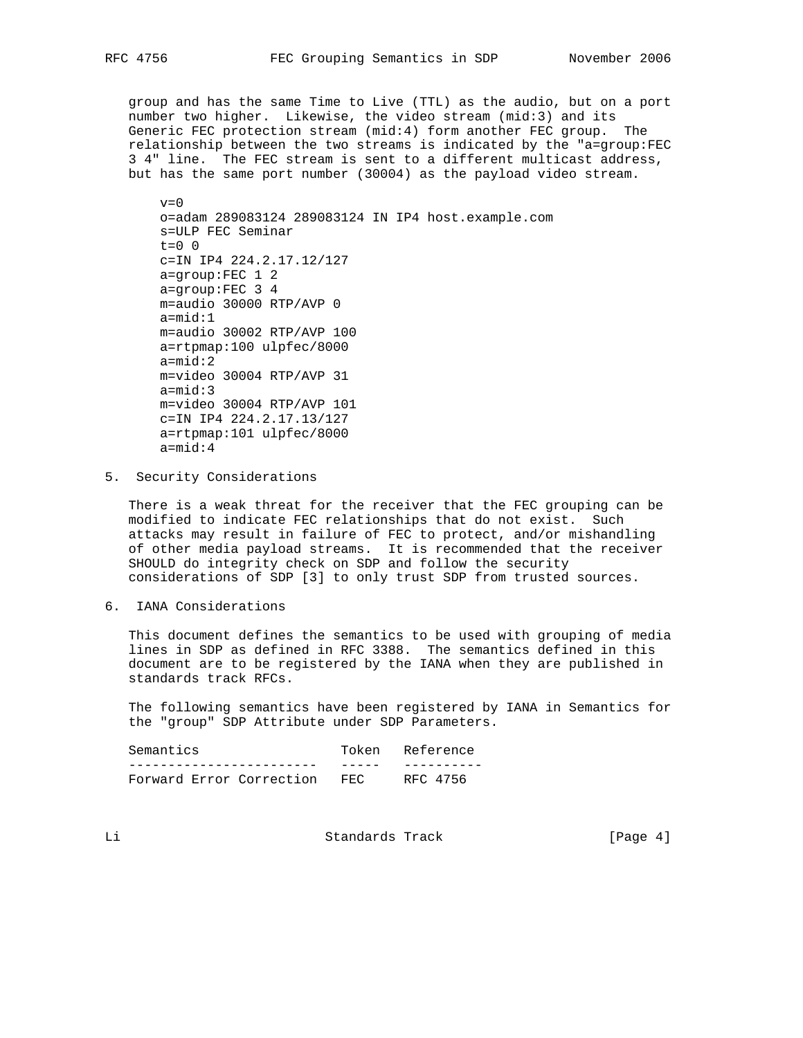group and has the same Time to Live (TTL) as the audio, but on a port number two higher. Likewise, the video stream (mid:3) and its Generic FEC protection stream (mid:4) form another FEC group. The relationship between the two streams is indicated by the "a=group:FEC 3 4" line. The FEC stream is sent to a different multicast address, but has the same port number (30004) as the payload video stream.

```
v=0
o=adam 289083124 289083124 IN IP4 host.example.com
s=ULP FEC Seminar
t=0 0
c=IN IP4 224.2.17.12/127
a=group:FEC 1 2
a=group:FEC 3 4
m=audio 30000 RTP/AVP 0
a=mid:1
m=audio 30002 RTP/AVP 100
a=rtpmap:100 ulpfec/8000
a=mid:2
m=video 30004 RTP/AVP 31
a=mid:3
m=video 30004 RTP/AVP 101
c=IN IP4 224.2.17.13/127
a=rtpmap:101 ulpfec/8000
a=mid:4
```

## 5. Security Considerations

There is a weak threat for the receiver that the FEC grouping can be modified to indicate FEC relationships that do not exist. Such attacks may result in failure of FEC to protect, and/or mishandling of other media payload streams. It is recommended that the receiver SHOULD do integrity check on SDP and follow the security considerations of SDP [3] to only trust SDP from trusted sources.

## 6. IANA Considerations

This document defines the semantics to be used with grouping of media lines in SDP as defined in RFC 3388. The semantics defined in this document are to be registered by the IANA when they are published in standards track RFCs.

The following semantics have been registered by IANA in Semantics for the "group" SDP Attribute under SDP Parameters.

| Semantics | Token | Reference |
|---|---|---|
| Forward Error Correction | FEC | RFC 4756 |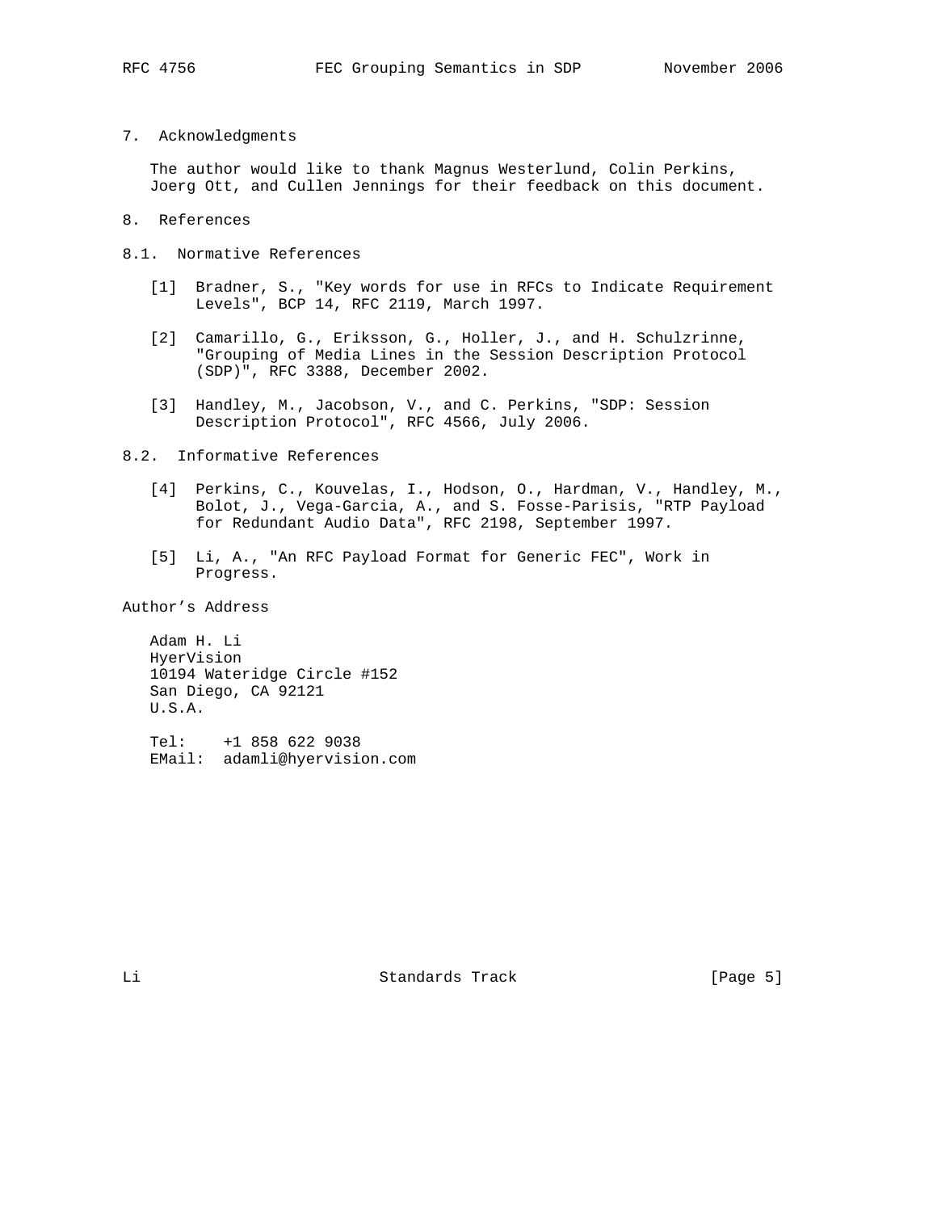## 7. Acknowledgments

The author would like to thank Magnus Westerlund, Colin Perkins, Joerg Ott, and Cullen Jennings for their feedback on this document.

## 8. References

### 8.1. Normative References

[1] Bradner, S., "Key words for use in RFCs to Indicate Requirement Levels", BCP 14, RFC 2119, March 1997.

[2] Camarillo, G., Eriksson, G., Holler, J., and H. Schulzrinne, "Grouping of Media Lines in the Session Description Protocol (SDP)", RFC 3388, December 2002.

[3] Handley, M., Jacobson, V., and C. Perkins, "SDP: Session Description Protocol", RFC 4566, July 2006.

### 8.2. Informative References

[4] Perkins, C., Kouvelas, I., Hodson, O., Hardman, V., Handley, M., Bolot, J., Vega-Garcia, A., and S. Fosse-Parisis, "RTP Payload for Redundant Audio Data", RFC 2198, September 1997.

[5] Li, A., "An RFC Payload Format for Generic FEC", Work in Progress.

## Author's Address

Adam H. Li
HyerVision
10194 Wateridge Circle #152
San Diego, CA 92121
U.S.A.

Tel: +1 858 622 9038
EMail: adamli@hyervision.com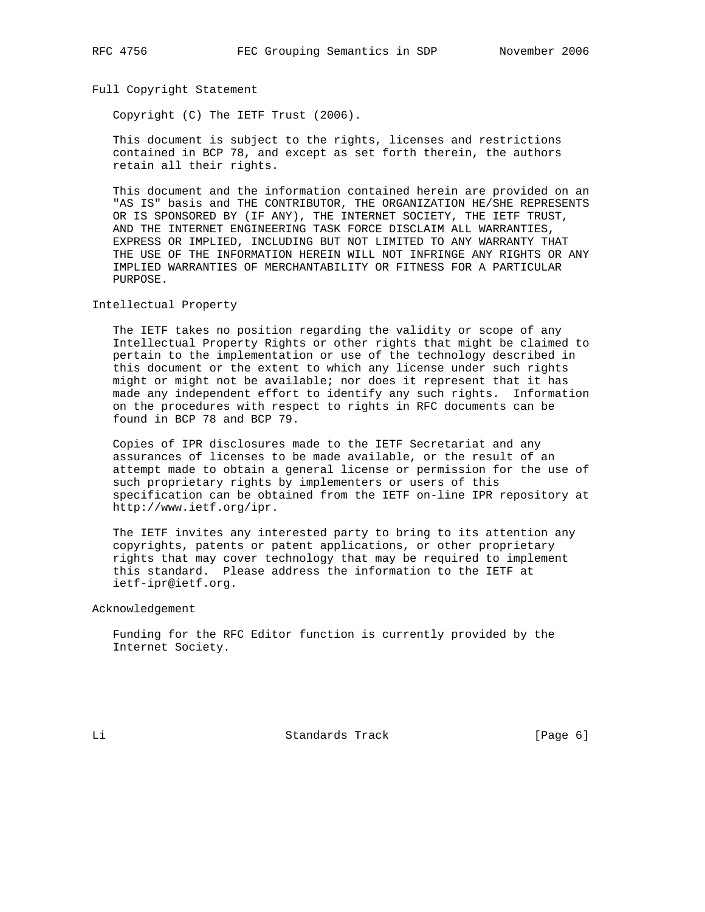## Full Copyright Statement

Copyright (C) The IETF Trust (2006).

This document is subject to the rights, licenses and restrictions contained in BCP 78, and except as set forth therein, the authors retain all their rights.

This document and the information contained herein are provided on an "AS IS" basis and THE CONTRIBUTOR, THE ORGANIZATION HE/SHE REPRESENTS OR IS SPONSORED BY (IF ANY), THE INTERNET SOCIETY, THE IETF TRUST, AND THE INTERNET ENGINEERING TASK FORCE DISCLAIM ALL WARRANTIES, EXPRESS OR IMPLIED, INCLUDING BUT NOT LIMITED TO ANY WARRANTY THAT THE USE OF THE INFORMATION HEREIN WILL NOT INFRINGE ANY RIGHTS OR ANY IMPLIED WARRANTIES OF MERCHANTABILITY OR FITNESS FOR A PARTICULAR PURPOSE.

## Intellectual Property

The IETF takes no position regarding the validity or scope of any Intellectual Property Rights or other rights that might be claimed to pertain to the implementation or use of the technology described in this document or the extent to which any license under such rights might or might not be available; nor does it represent that it has made any independent effort to identify any such rights. Information on the procedures with respect to rights in RFC documents can be found in BCP 78 and BCP 79.

Copies of IPR disclosures made to the IETF Secretariat and any assurances of licenses to be made available, or the result of an attempt made to obtain a general license or permission for the use of such proprietary rights by implementers or users of this specification can be obtained from the IETF on-line IPR repository at http://www.ietf.org/ipr.

The IETF invites any interested party to bring to its attention any copyrights, patents or patent applications, or other proprietary rights that may cover technology that may be required to implement this standard. Please address the information to the IETF at ietf-ipr@ietf.org.

## Acknowledgement

Funding for the RFC Editor function is currently provided by the Internet Society.